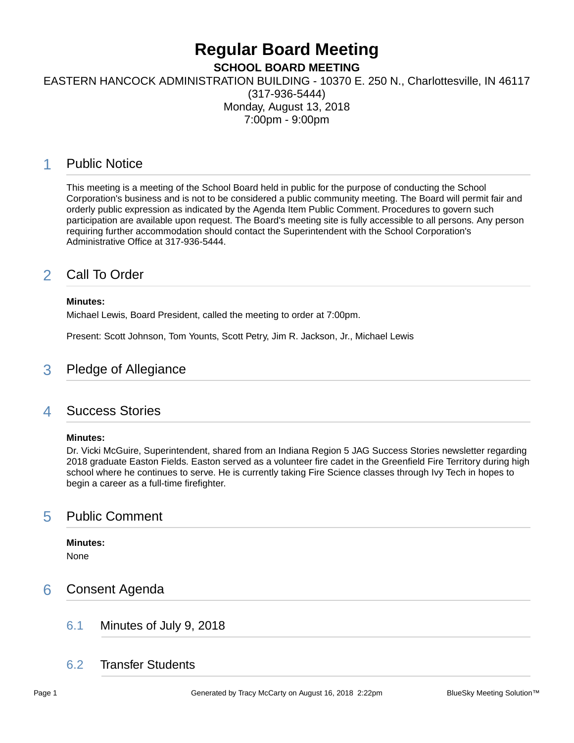# Regular Board Meeting

**SCHOOL BOARD MEETING**

EASTERN HANCOCK ADMINISTRATION BUILDING - 10370 E. 250 N., Charlottesville, IN 46117
(317-936-5444)
Monday, August 13, 2018
7:00pm - 9:00pm

## 1 Public Notice

This meeting is a meeting of the School Board held in public for the purpose of conducting the School Corporation's business and is not to be considered a public community meeting. The Board will permit fair and orderly public expression as indicated by the Agenda Item Public Comment. Procedures to govern such participation are available upon request. The Board's meeting site is fully accessible to all persons. Any person requiring further accommodation should contact the Superintendent with the School Corporation's Administrative Office at 317-936-5444.

## 2 Call To Order

**Minutes:**

Michael Lewis, Board President, called the meeting to order at 7:00pm.

Present: Scott Johnson, Tom Younts, Scott Petry, Jim R. Jackson, Jr., Michael Lewis

## 3 Pledge of Allegiance

## 4 Success Stories

**Minutes:**

Dr. Vicki McGuire, Superintendent, shared from an Indiana Region 5 JAG Success Stories newsletter regarding 2018 graduate Easton Fields. Easton served as a volunteer fire cadet in the Greenfield Fire Territory during high school where he continues to serve. He is currently taking Fire Science classes through Ivy Tech in hopes to begin a career as a full-time firefighter.

## 5 Public Comment

**Minutes:**

None

## 6 Consent Agenda

### 6.1 Minutes of July 9, 2018

### 6.2 Transfer Students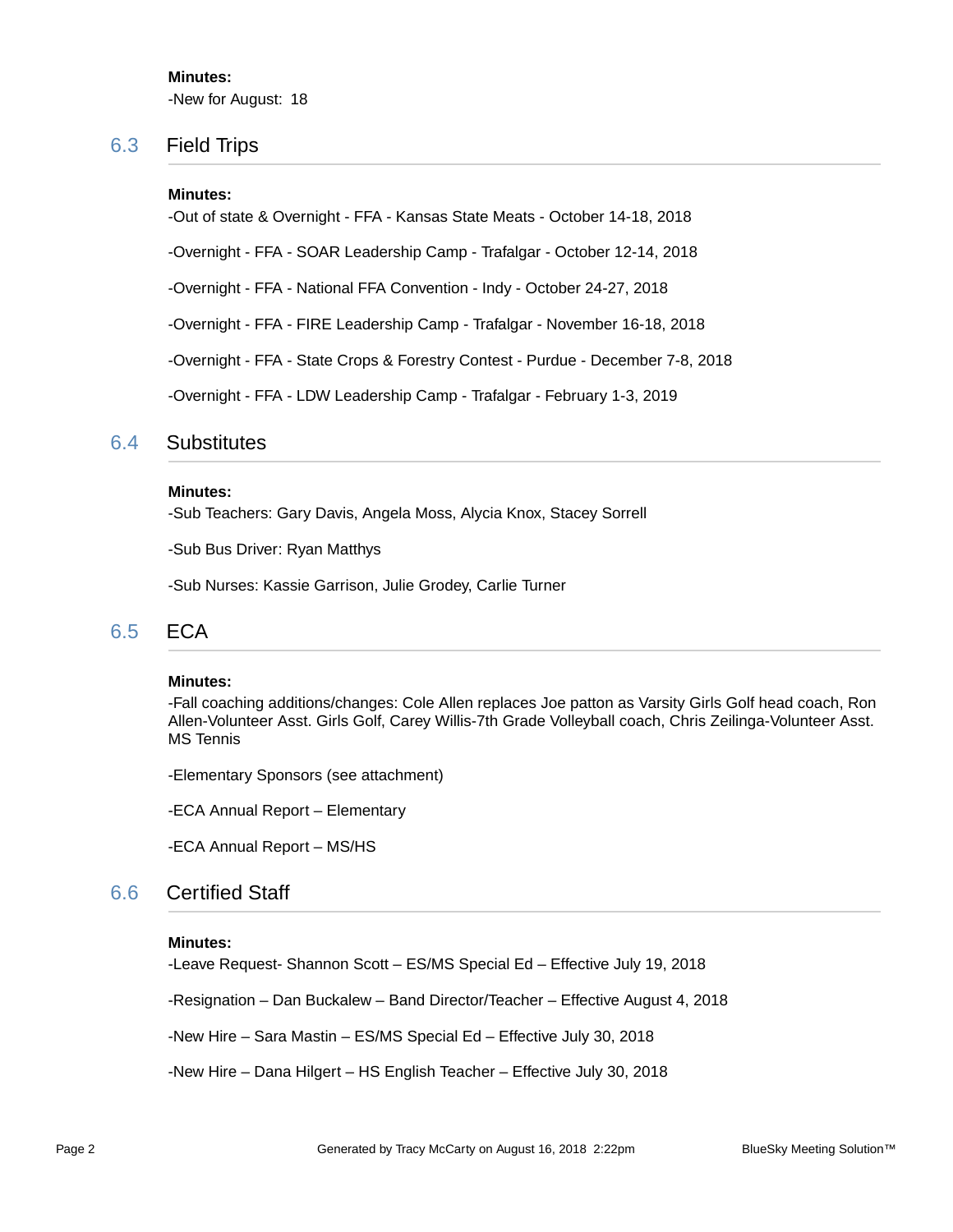**Minutes:**

-New for August: 18

## 6.3 Field Trips

**Minutes:**

-Out of state & Overnight - FFA - Kansas State Meats - October 14-18, 2018

-Overnight - FFA - SOAR Leadership Camp - Trafalgar - October 12-14, 2018

-Overnight - FFA - National FFA Convention - Indy - October 24-27, 2018

-Overnight - FFA - FIRE Leadership Camp - Trafalgar - November 16-18, 2018

-Overnight - FFA - State Crops & Forestry Contest - Purdue - December 7-8, 2018

-Overnight - FFA - LDW Leadership Camp - Trafalgar - February 1-3, 2019

## 6.4 Substitutes

**Minutes:**

-Sub Teachers: Gary Davis, Angela Moss, Alycia Knox, Stacey Sorrell

-Sub Bus Driver: Ryan Matthys

-Sub Nurses: Kassie Garrison, Julie Grodey, Carlie Turner

## 6.5 ECA

**Minutes:**

-Fall coaching additions/changes: Cole Allen replaces Joe patton as Varsity Girls Golf head coach, Ron Allen-Volunteer Asst. Girls Golf, Carey Willis-7th Grade Volleyball coach, Chris Zeilinga-Volunteer Asst. MS Tennis

-Elementary Sponsors (see attachment)

-ECA Annual Report – Elementary

-ECA Annual Report – MS/HS

## 6.6 Certified Staff

**Minutes:**

-Leave Request- Shannon Scott – ES/MS Special Ed – Effective July 19, 2018

-Resignation – Dan Buckalew – Band Director/Teacher – Effective August 4, 2018

-New Hire – Sara Mastin – ES/MS Special Ed – Effective July 30, 2018

-New Hire – Dana Hilgert – HS English Teacher – Effective July 30, 2018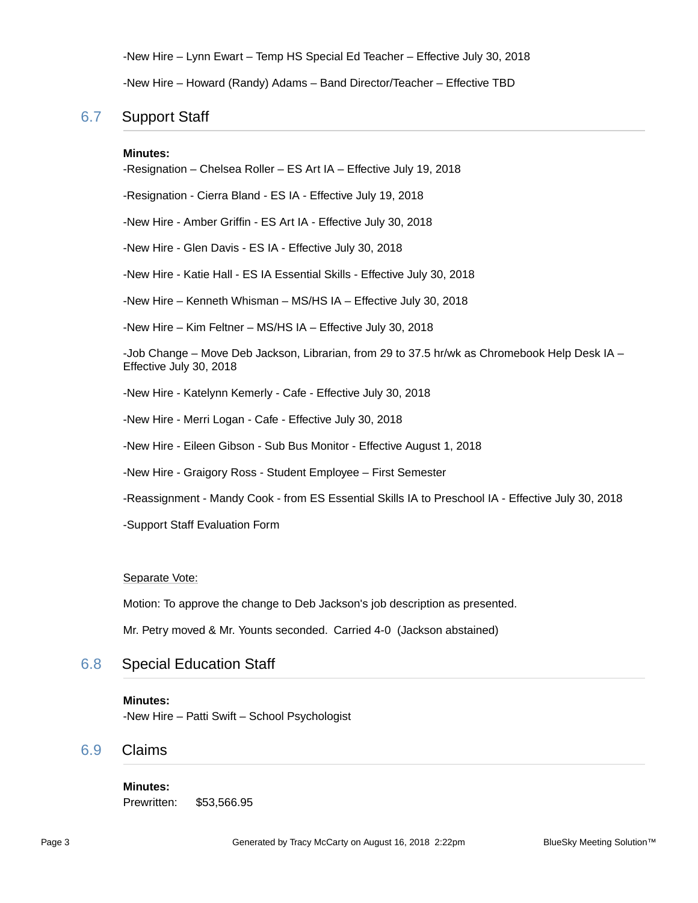-New Hire – Lynn Ewart – Temp HS Special Ed Teacher – Effective July 30, 2018

-New Hire – Howard (Randy) Adams – Band Director/Teacher – Effective TBD

## 6.7 Support Staff

**Minutes:**
-Resignation – Chelsea Roller – ES Art IA – Effective July 19, 2018

-Resignation - Cierra Bland - ES IA - Effective July 19, 2018

-New Hire - Amber Griffin - ES Art IA - Effective July 30, 2018

-New Hire - Glen Davis - ES IA - Effective July 30, 2018

-New Hire - Katie Hall - ES IA Essential Skills - Effective July 30, 2018

-New Hire – Kenneth Whisman – MS/HS IA – Effective July 30, 2018

-New Hire – Kim Feltner – MS/HS IA – Effective July 30, 2018

-Job Change – Move Deb Jackson, Librarian, from 29 to 37.5 hr/wk as Chromebook Help Desk IA – Effective July 30, 2018

-New Hire - Katelynn Kemerly - Cafe - Effective July 30, 2018

-New Hire - Merri Logan - Cafe - Effective July 30, 2018

-New Hire - Eileen Gibson - Sub Bus Monitor - Effective August 1, 2018

-New Hire - Graigory Ross - Student Employee – First Semester

-Reassignment - Mandy Cook - from ES Essential Skills IA to Preschool IA - Effective July 30, 2018

-Support Staff Evaluation Form

Separate Vote:

Motion: To approve the change to Deb Jackson's job description as presented.

Mr. Petry moved & Mr. Younts seconded. Carried 4-0 (Jackson abstained)

## 6.8 Special Education Staff

**Minutes:**
-New Hire – Patti Swift – School Psychologist

## 6.9 Claims

**Minutes:**
Prewritten: $53,566.95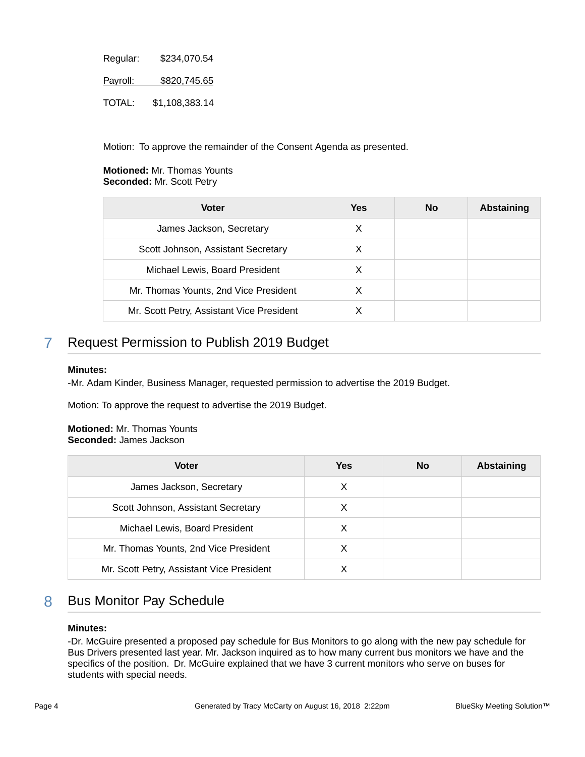Regular: $234,070.54

Payroll: $820,745.65

TOTAL: $1,108,383.14

Motion: To approve the remainder of the Consent Agenda as presented.

**Motioned:** Mr. Thomas Younts
**Seconded:** Mr. Scott Petry

| Voter | Yes | No | Abstaining |
| --- | --- | --- | --- |
| James Jackson, Secretary | X | | |
| Scott Johnson, Assistant Secretary | X | | |
| Michael Lewis, Board President | X | | |
| Mr. Thomas Younts, 2nd Vice President | X | | |
| Mr. Scott Petry, Assistant Vice President | X | | |

## 7 Request Permission to Publish 2019 Budget

**Minutes:**
-Mr. Adam Kinder, Business Manager, requested permission to advertise the 2019 Budget.

Motion: To approve the request to advertise the 2019 Budget.

**Motioned:** Mr. Thomas Younts
**Seconded:** James Jackson

| Voter | Yes | No | Abstaining |
| --- | --- | --- | --- |
| James Jackson, Secretary | X | | |
| Scott Johnson, Assistant Secretary | X | | |
| Michael Lewis, Board President | X | | |
| Mr. Thomas Younts, 2nd Vice President | X | | |
| Mr. Scott Petry, Assistant Vice President | X | | |

## 8 Bus Monitor Pay Schedule

**Minutes:**
-Dr. McGuire presented a proposed pay schedule for Bus Monitors to go along with the new pay schedule for Bus Drivers presented last year. Mr. Jackson inquired as to how many current bus monitors we have and the specifics of the position. Dr. McGuire explained that we have 3 current monitors who serve on buses for students with special needs.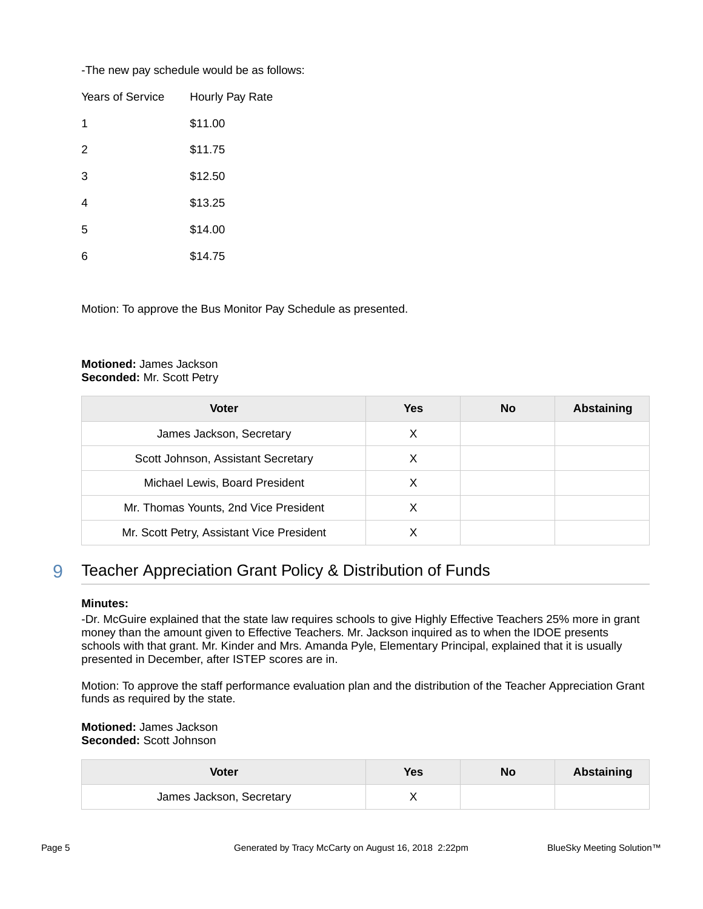-The new pay schedule would be as follows:

| Years of Service | Hourly Pay Rate |
| --- | --- |
| 1 | $11.00 |
| 2 | $11.75 |
| 3 | $12.50 |
| 4 | $13.25 |
| 5 | $14.00 |
| 6 | $14.75 |

Motion: To approve the Bus Monitor Pay Schedule as presented.

**Motioned:** James Jackson
**Seconded:** Mr. Scott Petry

| Voter | Yes | No | Abstaining |
| --- | --- | --- | --- |
| James Jackson, Secretary | X | | |
| Scott Johnson, Assistant Secretary | X | | |
| Michael Lewis, Board President | X | | |
| Mr. Thomas Younts, 2nd Vice President | X | | |
| Mr. Scott Petry, Assistant Vice President | X | | |

## 9 Teacher Appreciation Grant Policy & Distribution of Funds

**Minutes:**

-Dr. McGuire explained that the state law requires schools to give Highly Effective Teachers 25% more in grant money than the amount given to Effective Teachers. Mr. Jackson inquired as to when the IDOE presents schools with that grant. Mr. Kinder and Mrs. Amanda Pyle, Elementary Principal, explained that it is usually presented in December, after ISTEP scores are in.

Motion: To approve the staff performance evaluation plan and the distribution of the Teacher Appreciation Grant funds as required by the state.

**Motioned:** James Jackson
**Seconded:** Scott Johnson

| Voter | Yes | No | Abstaining |
| --- | --- | --- | --- |
| James Jackson, Secretary | X | | |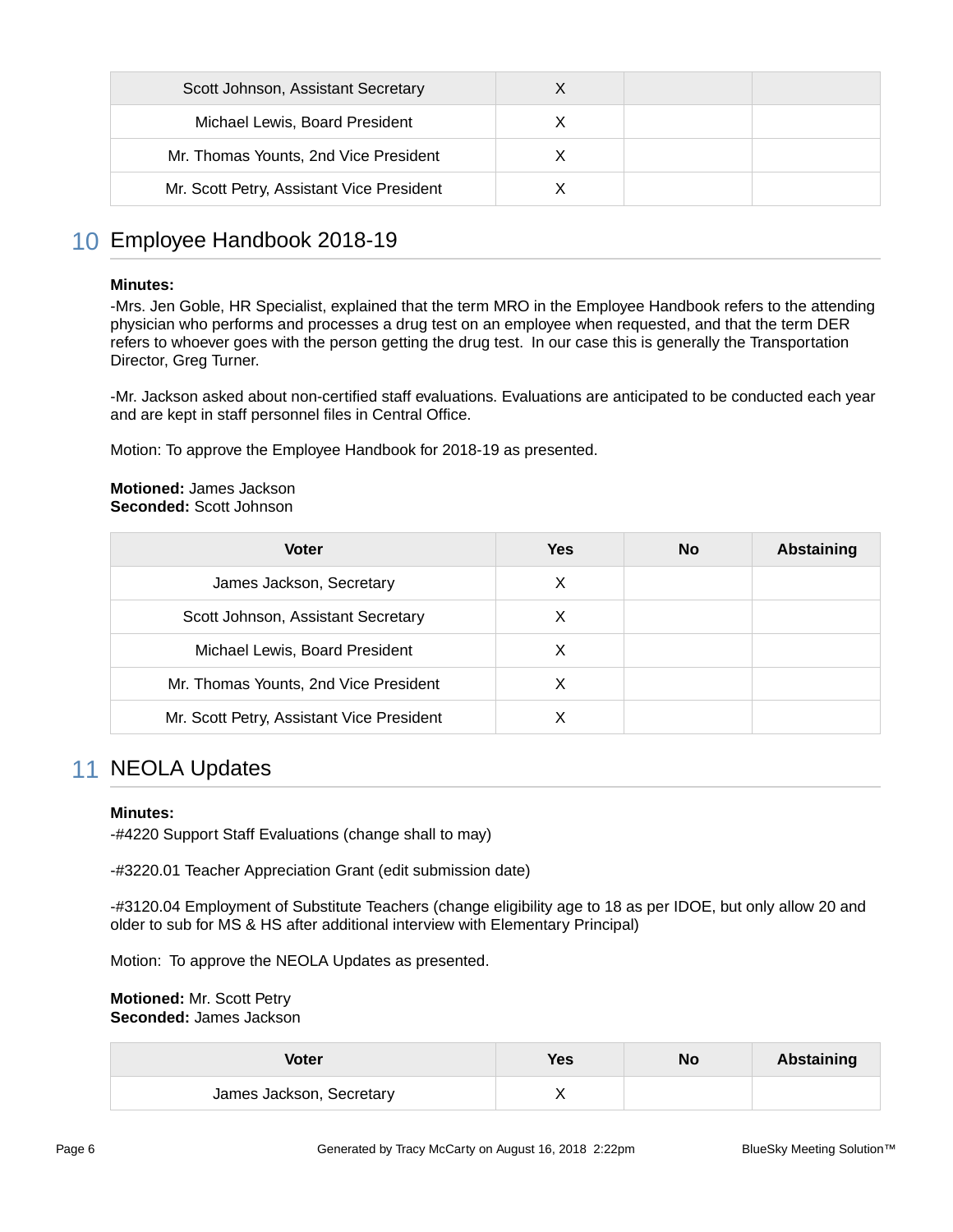| Scott Johnson, Assistant Secretary | X | | |
|---|---|---|---|
| Michael Lewis, Board President | X | | |
| Mr. Thomas Younts, 2nd Vice President | X | | |
| Mr. Scott Petry, Assistant Vice President | X | | |

## 10 Employee Handbook 2018-19

**Minutes:**

-Mrs. Jen Goble, HR Specialist, explained that the term MRO in the Employee Handbook refers to the attending physician who performs and processes a drug test on an employee when requested, and that the term DER refers to whoever goes with the person getting the drug test. In our case this is generally the Transportation Director, Greg Turner.

-Mr. Jackson asked about non-certified staff evaluations. Evaluations are anticipated to be conducted each year and are kept in staff personnel files in Central Office.

Motion: To approve the Employee Handbook for 2018-19 as presented.

**Motioned:** James Jackson
**Seconded:** Scott Johnson

| Voter | Yes | No | Abstaining |
|---|---|---|---|
| James Jackson, Secretary | X | | |
| Scott Johnson, Assistant Secretary | X | | |
| Michael Lewis, Board President | X | | |
| Mr. Thomas Younts, 2nd Vice President | X | | |
| Mr. Scott Petry, Assistant Vice President | X | | |

## 11 NEOLA Updates

**Minutes:**

-#4220 Support Staff Evaluations (change shall to may)

-#3220.01 Teacher Appreciation Grant (edit submission date)

-#3120.04 Employment of Substitute Teachers (change eligibility age to 18 as per IDOE, but only allow 20 and older to sub for MS & HS after additional interview with Elementary Principal)

Motion: To approve the NEOLA Updates as presented.

**Motioned:** Mr. Scott Petry
**Seconded:** James Jackson

| Voter | Yes | No | Abstaining |
|---|---|---|---|
| James Jackson, Secretary | X | | |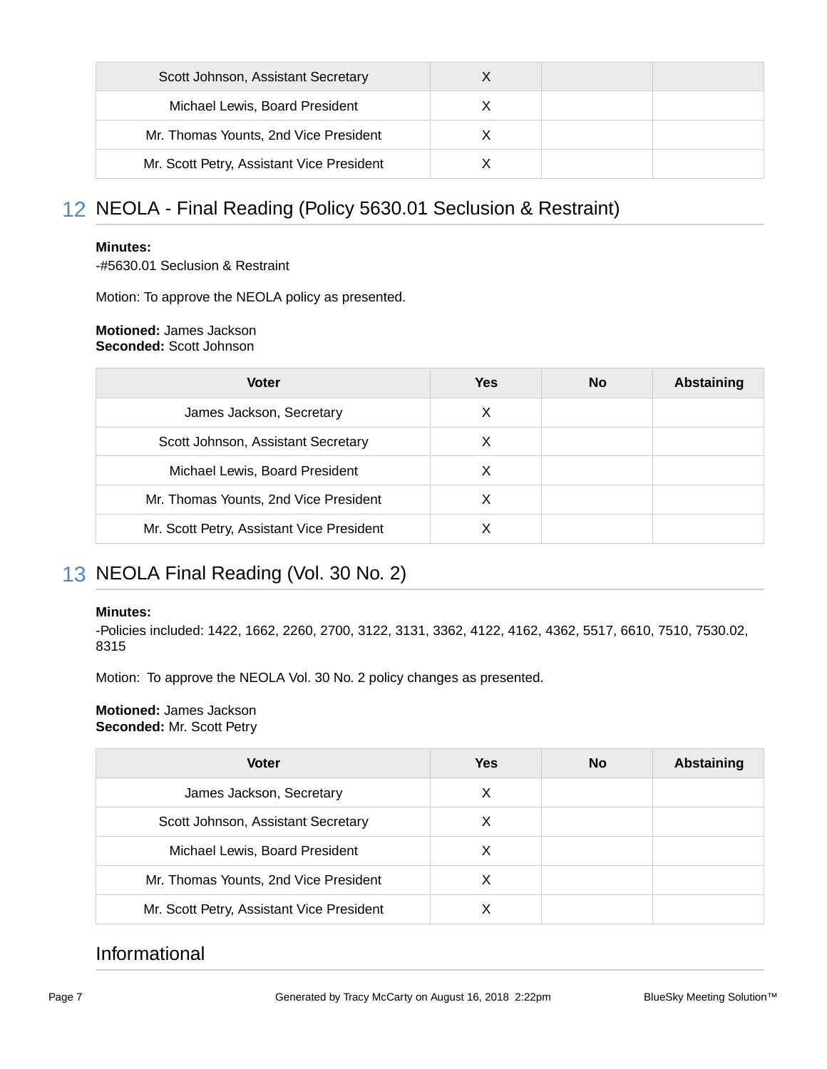| Scott Johnson, Assistant Secretary | X | | |
| --- | --- | --- | --- |
| Michael Lewis, Board President | X | | |
| Mr. Thomas Younts, 2nd Vice President | X | | |
| Mr. Scott Petry, Assistant Vice President | X | | |

## 12 NEOLA - Final Reading (Policy 5630.01 Seclusion & Restraint)

**Minutes:**
-#5630.01 Seclusion & Restraint

Motion: To approve the NEOLA policy as presented.

**Motioned:** James Jackson
**Seconded:** Scott Johnson

| Voter | Yes | No | Abstaining |
| --- | --- | --- | --- |
| James Jackson, Secretary | X | | |
| Scott Johnson, Assistant Secretary | X | | |
| Michael Lewis, Board President | X | | |
| Mr. Thomas Younts, 2nd Vice President | X | | |
| Mr. Scott Petry, Assistant Vice President | X | | |

## 13 NEOLA Final Reading (Vol. 30 No. 2)

**Minutes:**
-Policies included: 1422, 1662, 2260, 2700, 3122, 3131, 3362, 4122, 4162, 4362, 5517, 6610, 7510, 7530.02, 8315

Motion: To approve the NEOLA Vol. 30 No. 2 policy changes as presented.

**Motioned:** James Jackson
**Seconded:** Mr. Scott Petry

| Voter | Yes | No | Abstaining |
| --- | --- | --- | --- |
| James Jackson, Secretary | X | | |
| Scott Johnson, Assistant Secretary | X | | |
| Michael Lewis, Board President | X | | |
| Mr. Thomas Younts, 2nd Vice President | X | | |
| Mr. Scott Petry, Assistant Vice President | X | | |

## Informational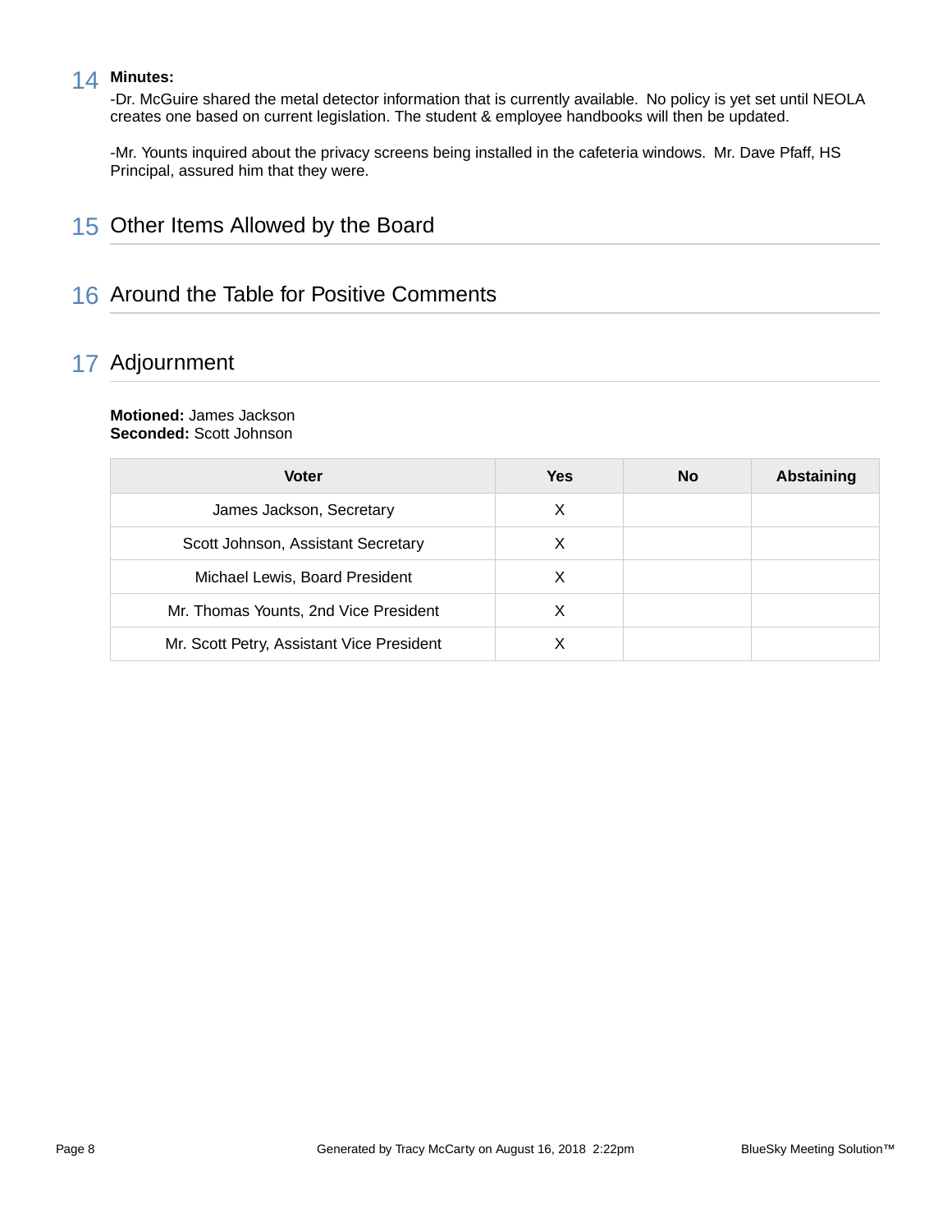14 **Minutes:**

-Dr. McGuire shared the metal detector information that is currently available.  No policy is yet set until NEOLA creates one based on current legislation. The student & employee handbooks will then be updated.

-Mr. Younts inquired about the privacy screens being installed in the cafeteria windows.  Mr. Dave Pfaff, HS Principal, assured him that they were.

## 15 Other Items Allowed by the Board

## 16 Around the Table for Positive Comments

## 17 Adjournment

**Motioned:** James Jackson
**Seconded:** Scott Johnson

| Voter | Yes | No | Abstaining |
|---|---|---|---|
| James Jackson, Secretary | X | | |
| Scott Johnson, Assistant Secretary | X | | |
| Michael Lewis, Board President | X | | |
| Mr. Thomas Younts, 2nd Vice President | X | | |
| Mr. Scott Petry, Assistant Vice President | X | | |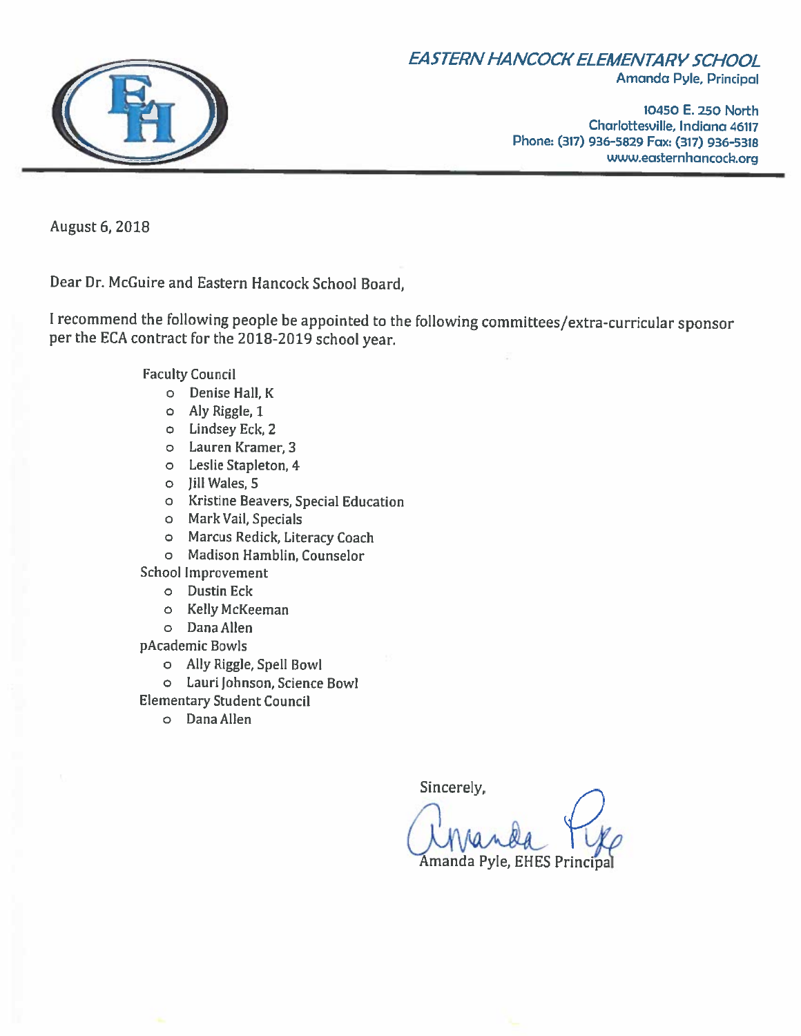# EASTERN HANCOCK ELEMENTARY SCHOOL

Amanda Pyle, Principal

10450 E. 250 North
Charlottesville, Indiana 46117
Phone: (317) 936-5829 Fax: (317) 936-5318
www.easternhancock.org

August 6, 2018

Dear Dr. McGuire and Eastern Hancock School Board,

I recommend the following people be appointed to the following committees/extra-curricular sponsor per the ECA contract for the 2018-2019 school year.

Faculty Council

- Denise Hall, K
- Aly Riggle, 1
- Lindsey Eck, 2
- Lauren Kramer, 3
- Leslie Stapleton, 4
- Jill Wales, 5
- Kristine Beavers, Special Education
- Mark Vail, Specials
- Marcus Redick, Literacy Coach
- Madison Hamblin, Counselor

School Improvement

- Dustin Eck
- Kelly McKeeman
- Dana Allen

pAcademic Bowls

- Ally Riggle, Spell Bowl
- Lauri Johnson, Science Bowl

Elementary Student Council

- Dana Allen

Sincerely,

Amanda Pyle, EHES Principal